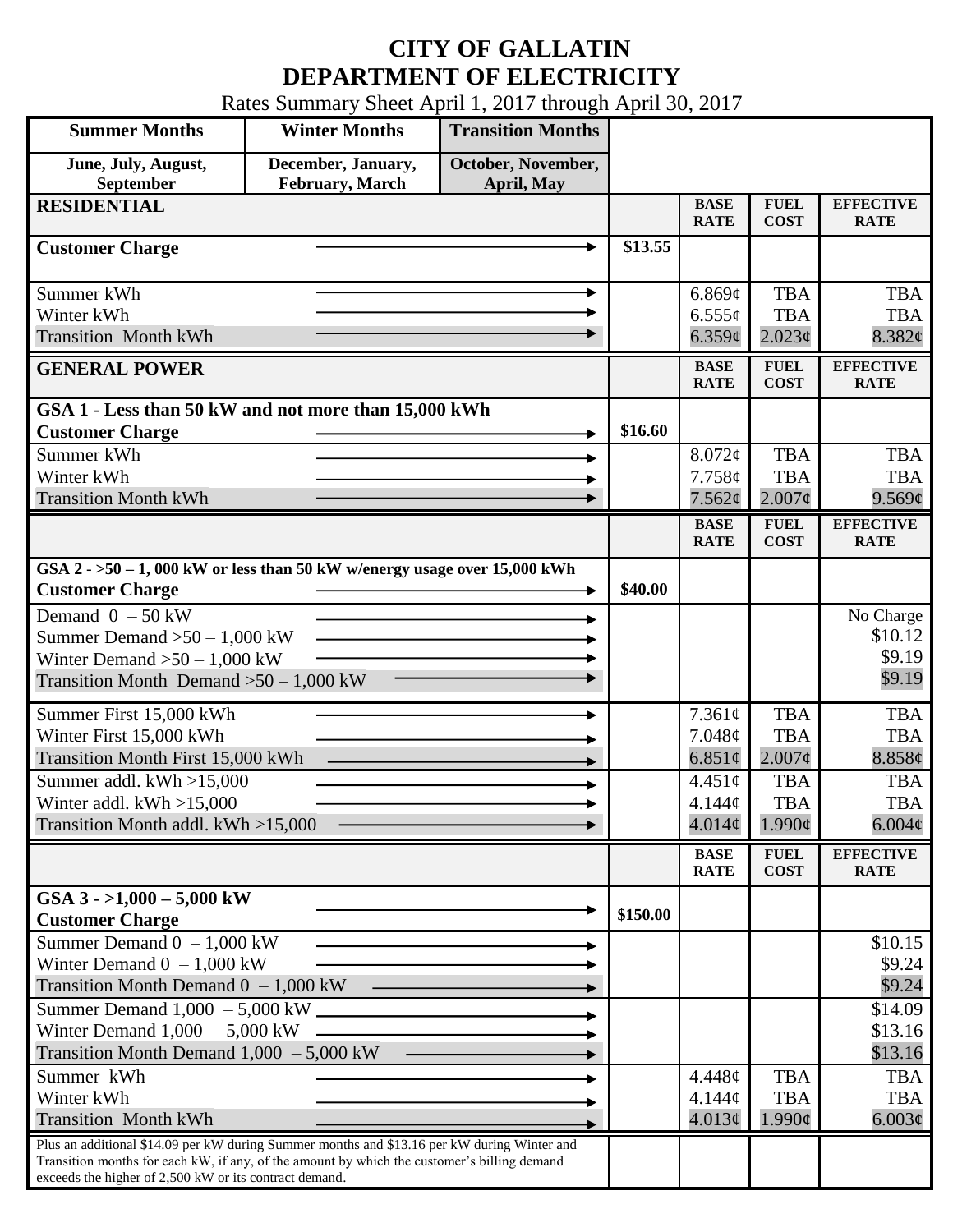# CITY OF GALLATIN
# DEPARTMENT OF ELECTRICITY

Rates Summary Sheet April 1, 2017 through April 30, 2017

| Summer Months | Winter Months | Transition Months |
|---|---|---|
| June, July, August, September | December, January, February, March | October, November, April, May |

| RESIDENTIAL | | BASE RATE | FUEL COST | EFFECTIVE RATE |
|---|---|---|---|---|
| Customer Charge | $13.55 | | | |
| Summer kWh | | 6.869¢ | TBA | TBA |
| Winter kWh | | 6.555¢ | TBA | TBA |
| Transition Month kWh | | 6.359¢ | 2.023¢ | 8.382¢ |

| GENERAL POWER | | BASE RATE | FUEL COST | EFFECTIVE RATE |
|---|---|---|---|---|
| **GSA 1 - Less than 50 kW and not more than 15,000 kWh** | | | | |
| Customer Charge | $16.60 | | | |
| Summer kWh | | 8.072¢ | TBA | TBA |
| Winter kWh | | 7.758¢ | TBA | TBA |
| Transition Month kWh | | 7.562¢ | 2.007¢ | 9.569¢ |

| | | BASE RATE | FUEL COST | EFFECTIVE RATE |
|---|---|---|---|---|
| **GSA 2 - >50 – 1, 000 kW or less than 50 kW w/energy usage over 15,000 kWh** | | | | |
| Customer Charge | $40.00 | | | |
| Demand 0 – 50 kW | | | | No Charge |
| Summer Demand >50 – 1,000 kW | | | | $10.12 |
| Winter Demand >50 – 1,000 kW | | | | $9.19 |
| Transition Month Demand >50 – 1,000 kW | | | | $9.19 |
| Summer First 15,000 kWh | | 7.361¢ | TBA | TBA |
| Winter First 15,000 kWh | | 7.048¢ | TBA | TBA |
| Transition Month First 15,000 kWh | | 6.851¢ | 2.007¢ | 8.858¢ |
| Summer addl. kWh >15,000 | | 4.451¢ | TBA | TBA |
| Winter addl. kWh >15,000 | | 4.144¢ | TBA | TBA |
| Transition Month addl. kWh >15,000 | | 4.014¢ | 1.990¢ | 6.004¢ |

| | | BASE RATE | FUEL COST | EFFECTIVE RATE |
|---|---|---|---|---|
| **GSA 3 - >1,000 – 5,000 kW** | | | | |
| Customer Charge | $150.00 | | | |
| Summer Demand 0 – 1,000 kW | | | | $10.15 |
| Winter Demand 0 – 1,000 kW | | | | $9.24 |
| Transition Month Demand 0 – 1,000 kW | | | | $9.24 |
| Summer Demand 1,000 – 5,000 kW | | | | $14.09 |
| Winter Demand 1,000 – 5,000 kW | | | | $13.16 |
| Transition Month Demand 1,000 – 5,000 kW | | | | $13.16 |
| Summer kWh | | 4.448¢ | TBA | TBA |
| Winter kWh | | 4.144¢ | TBA | TBA |
| Transition Month kWh | | 4.013¢ | 1.990¢ | 6.003¢ |
| Plus an additional $14.09 per kW during Summer months and $13.16 per kW during Winter and Transition months for each kW, if any, of the amount by which the customer's billing demand exceeds the higher of 2,500 kW or its contract demand. | | | | |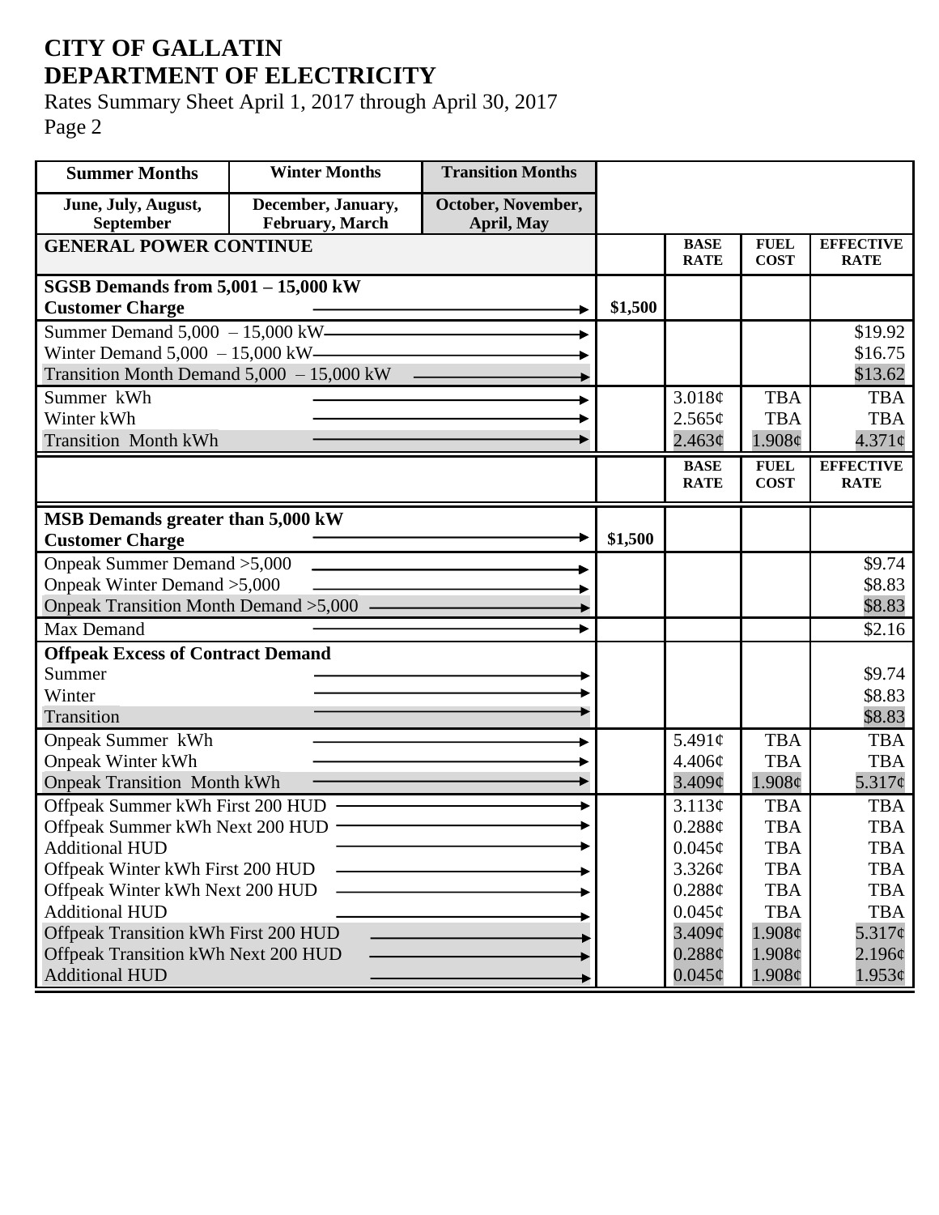# CITY OF GALLATIN
# DEPARTMENT OF ELECTRICITY

Rates Summary Sheet April 1, 2017 through April 30, 2017
Page 2

| Summer Months | Winter Months | Transition Months | | | | |
|---|---|---|---|---|---|---|
| June, July, August, September | December, January, February, March | October, November, April, May | | | | |
| **GENERAL POWER CONTINUE** | | | | **BASE RATE** | **FUEL COST** | **EFFECTIVE RATE** |
| **SGSB Demands from 5,001 – 15,000 kW** | | | | | | |
| **Customer Charge** | | | **$1,500** | | | |
| Summer Demand 5,000 – 15,000 kW | | | | | | $19.92 |
| Winter Demand 5,000 – 15,000 kW | | | | | | $16.75 |
| Transition Month Demand 5,000 – 15,000 kW | | | | | | $13.62 |
| Summer kWh | | | | 3.018¢ | TBA | TBA |
| Winter kWh | | | | 2.565¢ | TBA | TBA |
| Transition Month kWh | | | | 2.463¢ | 1.908¢ | 4.371¢ |
| | | | | **BASE RATE** | **FUEL COST** | **EFFECTIVE RATE** |
| **MSB Demands greater than 5,000 kW** | | | | | | |
| **Customer Charge** | | | **$1,500** | | | |
| Onpeak Summer Demand >5,000 | | | | | | $9.74 |
| Onpeak Winter Demand >5,000 | | | | | | $8.83 |
| Onpeak Transition Month Demand >5,000 | | | | | | $8.83 |
| Max Demand | | | | | | $2.16 |
| **Offpeak Excess of Contract Demand** | | | | | | |
| Summer | | | | | | $9.74 |
| Winter | | | | | | $8.83 |
| Transition | | | | | | $8.83 |
| Onpeak Summer kWh | | | | 5.491¢ | TBA | TBA |
| Onpeak Winter kWh | | | | 4.406¢ | TBA | TBA |
| Onpeak Transition Month kWh | | | | 3.409¢ | 1.908¢ | 5.317¢ |
| Offpeak Summer kWh First 200 HUD | | | | 3.113¢ | TBA | TBA |
| Offpeak Summer kWh Next 200 HUD | | | | 0.288¢ | TBA | TBA |
| Additional HUD | | | | 0.045¢ | TBA | TBA |
| Offpeak Winter kWh First 200 HUD | | | | 3.326¢ | TBA | TBA |
| Offpeak Winter kWh Next 200 HUD | | | | 0.288¢ | TBA | TBA |
| Additional HUD | | | | 0.045¢ | TBA | TBA |
| Offpeak Transition kWh First 200 HUD | | | | 3.409¢ | 1.908¢ | 5.317¢ |
| Offpeak Transition kWh Next 200 HUD | | | | 0.288¢ | 1.908¢ | 2.196¢ |
| Additional HUD | | | | 0.045¢ | 1.908¢ | 1.953¢ |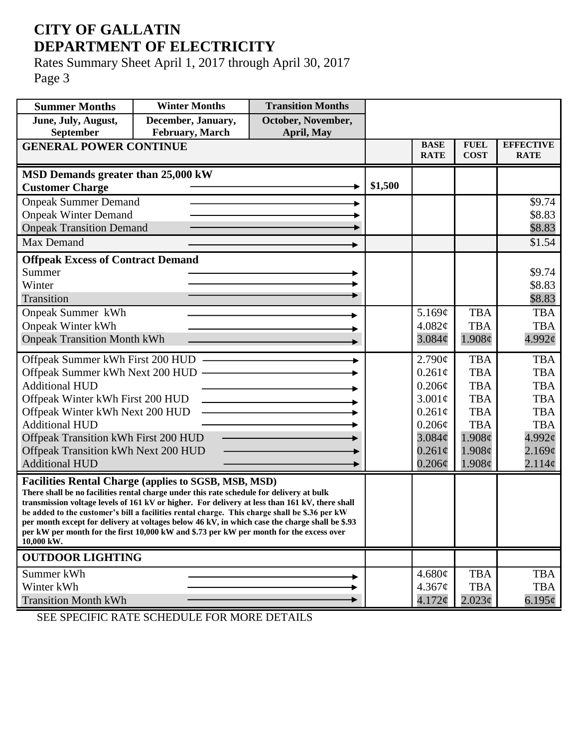# CITY OF GALLATIN
# DEPARTMENT OF ELECTRICITY

Rates Summary Sheet April 1, 2017 through April 30, 2017
Page 3

| Summer Months | Winter Months | Transition Months | | | | |
|---|---|---|---|---|---|---|
| June, July, August, September | December, January, February, March | October, November, April, May | | | | |
| **GENERAL POWER CONTINUE** | | | | **BASE RATE** | **FUEL COST** | **EFFECTIVE RATE** |
| **MSD Demands greater than 25,000 kW** | | | | | | |
| **Customer Charge** | | | $1,500 | | | |
| Onpeak Summer Demand | | | | | | $9.74 |
| Onpeak Winter Demand | | | | | | $8.83 |
| Onpeak Transition Demand | | | | | | $8.83 |
| Max Demand | | | | | | $1.54 |
| **Offpeak Excess of Contract Demand** | | | | | | |
| Summer | | | | | | $9.74 |
| Winter | | | | | | $8.83 |
| Transition | | | | | | $8.83 |
| Onpeak Summer kWh | | | | 5.169¢ | TBA | TBA |
| Onpeak Winter kWh | | | | 4.082¢ | TBA | TBA |
| Onpeak Transition Month kWh | | | | 3.084¢ | 1.908¢ | 4.992¢ |
| Offpeak Summer kWh First 200 HUD | | | | 2.790¢ | TBA | TBA |
| Offpeak Summer kWh Next 200 HUD | | | | 0.261¢ | TBA | TBA |
| Additional HUD | | | | 0.206¢ | TBA | TBA |
| Offpeak Winter kWh First 200 HUD | | | | 3.001¢ | TBA | TBA |
| Offpeak Winter kWh Next 200 HUD | | | | 0.261¢ | TBA | TBA |
| Additional HUD | | | | 0.206¢ | TBA | TBA |
| Offpeak Transition kWh First 200 HUD | | | | 3.084¢ | 1.908¢ | 4.992¢ |
| Offpeak Transition kWh Next 200 HUD | | | | 0.261¢ | 1.908¢ | 2.169¢ |
| Additional HUD | | | | 0.206¢ | 1.908¢ | 2.114¢ |
| **Facilities Rental Charge (applies to SGSB, MSB, MSD)** **There shall be no facilities rental charge under this rate schedule for delivery at bulk transmission voltage levels of 161 kV or higher. For delivery at less than 161 kV, there shall be added to the customer's bill a facilities rental charge. This charge shall be $.36 per kW per month except for delivery at voltages below 46 kV, in which case the charge shall be $.93 per kW per month for the first 10,000 kW and $.73 per kW per month for the excess over 10,000 kW.** | | | | | | |
| **OUTDOOR LIGHTING** | | | | | | |
| Summer kWh | | | | 4.680¢ | TBA | TBA |
| Winter kWh | | | | 4.367¢ | TBA | TBA |
| Transition Month kWh | | | | 4.172¢ | 2.023¢ | 6.195¢ |

SEE SPECIFIC RATE SCHEDULE FOR MORE DETAILS